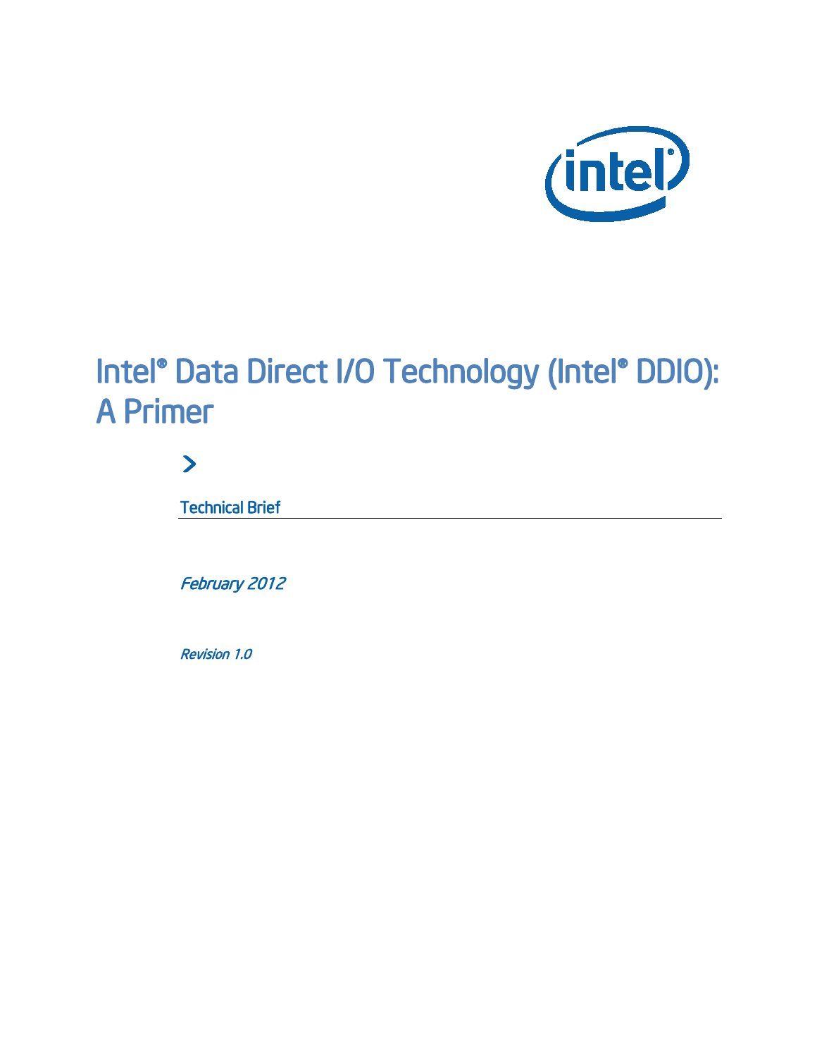# Intel® Data Direct I/O Technology (Intel® DDIO): A Primer

>

**Technical Brief**

*February 2012*

*Revision 1.0*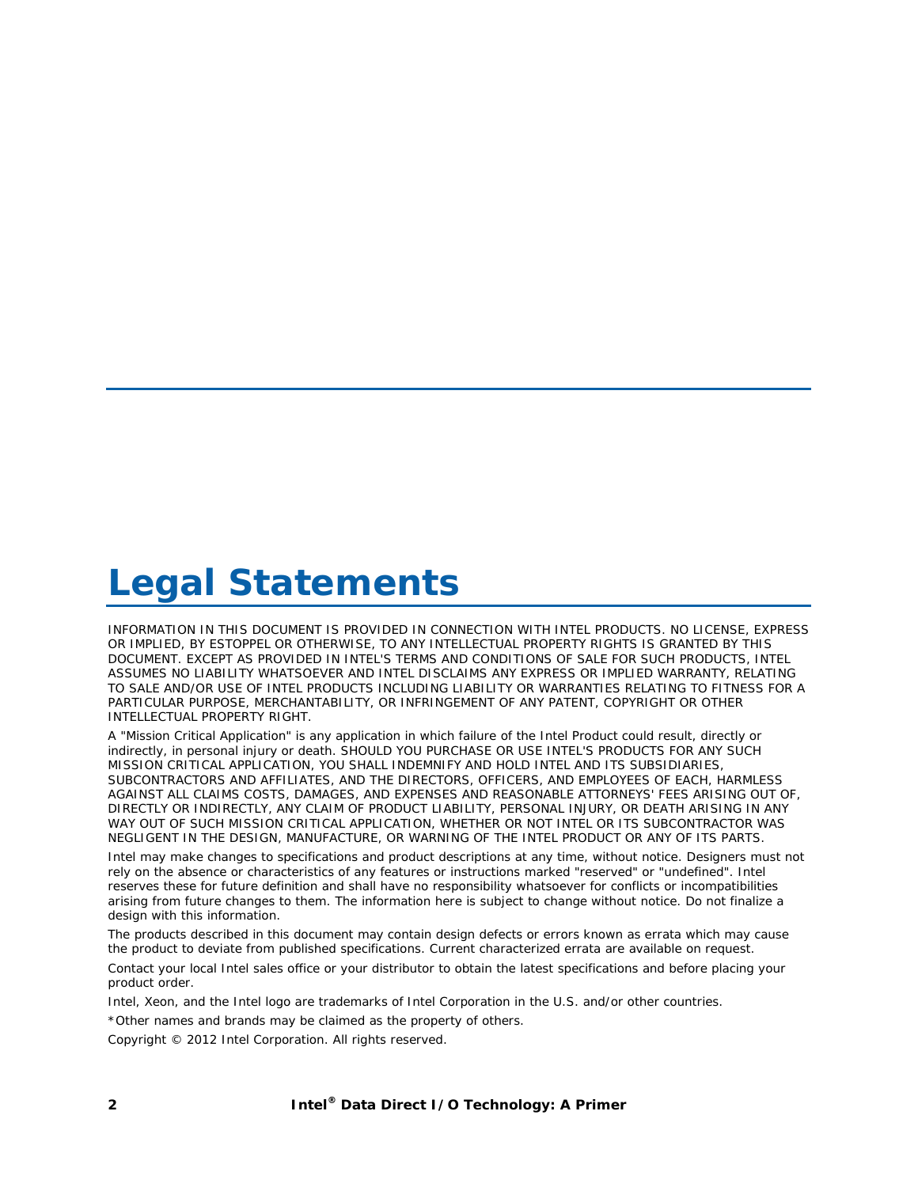# Legal Statements

INFORMATION IN THIS DOCUMENT IS PROVIDED IN CONNECTION WITH INTEL PRODUCTS. NO LICENSE, EXPRESS OR IMPLIED, BY ESTOPPEL OR OTHERWISE, TO ANY INTELLECTUAL PROPERTY RIGHTS IS GRANTED BY THIS DOCUMENT. EXCEPT AS PROVIDED IN INTEL'S TERMS AND CONDITIONS OF SALE FOR SUCH PRODUCTS, INTEL ASSUMES NO LIABILITY WHATSOEVER AND INTEL DISCLAIMS ANY EXPRESS OR IMPLIED WARRANTY, RELATING TO SALE AND/OR USE OF INTEL PRODUCTS INCLUDING LIABILITY OR WARRANTIES RELATING TO FITNESS FOR A PARTICULAR PURPOSE, MERCHANTABILITY, OR INFRINGEMENT OF ANY PATENT, COPYRIGHT OR OTHER INTELLECTUAL PROPERTY RIGHT.

A "Mission Critical Application" is any application in which failure of the Intel Product could result, directly or indirectly, in personal injury or death. SHOULD YOU PURCHASE OR USE INTEL'S PRODUCTS FOR ANY SUCH MISSION CRITICAL APPLICATION, YOU SHALL INDEMNIFY AND HOLD INTEL AND ITS SUBSIDIARIES, SUBCONTRACTORS AND AFFILIATES, AND THE DIRECTORS, OFFICERS, AND EMPLOYEES OF EACH, HARMLESS AGAINST ALL CLAIMS COSTS, DAMAGES, AND EXPENSES AND REASONABLE ATTORNEYS' FEES ARISING OUT OF, DIRECTLY OR INDIRECTLY, ANY CLAIM OF PRODUCT LIABILITY, PERSONAL INJURY, OR DEATH ARISING IN ANY WAY OUT OF SUCH MISSION CRITICAL APPLICATION, WHETHER OR NOT INTEL OR ITS SUBCONTRACTOR WAS NEGLIGENT IN THE DESIGN, MANUFACTURE, OR WARNING OF THE INTEL PRODUCT OR ANY OF ITS PARTS.

Intel may make changes to specifications and product descriptions at any time, without notice. Designers must not rely on the absence or characteristics of any features or instructions marked "reserved" or "undefined". Intel reserves these for future definition and shall have no responsibility whatsoever for conflicts or incompatibilities arising from future changes to them. The information here is subject to change without notice. Do not finalize a design with this information.

The products described in this document may contain design defects or errors known as errata which may cause the product to deviate from published specifications. Current characterized errata are available on request.

Contact your local Intel sales office or your distributor to obtain the latest specifications and before placing your product order.

Intel, Xeon, and the Intel logo are trademarks of Intel Corporation in the U.S. and/or other countries.

*Other names and brands may be claimed as the property of others.

Copyright © 2012 Intel Corporation. All rights reserved.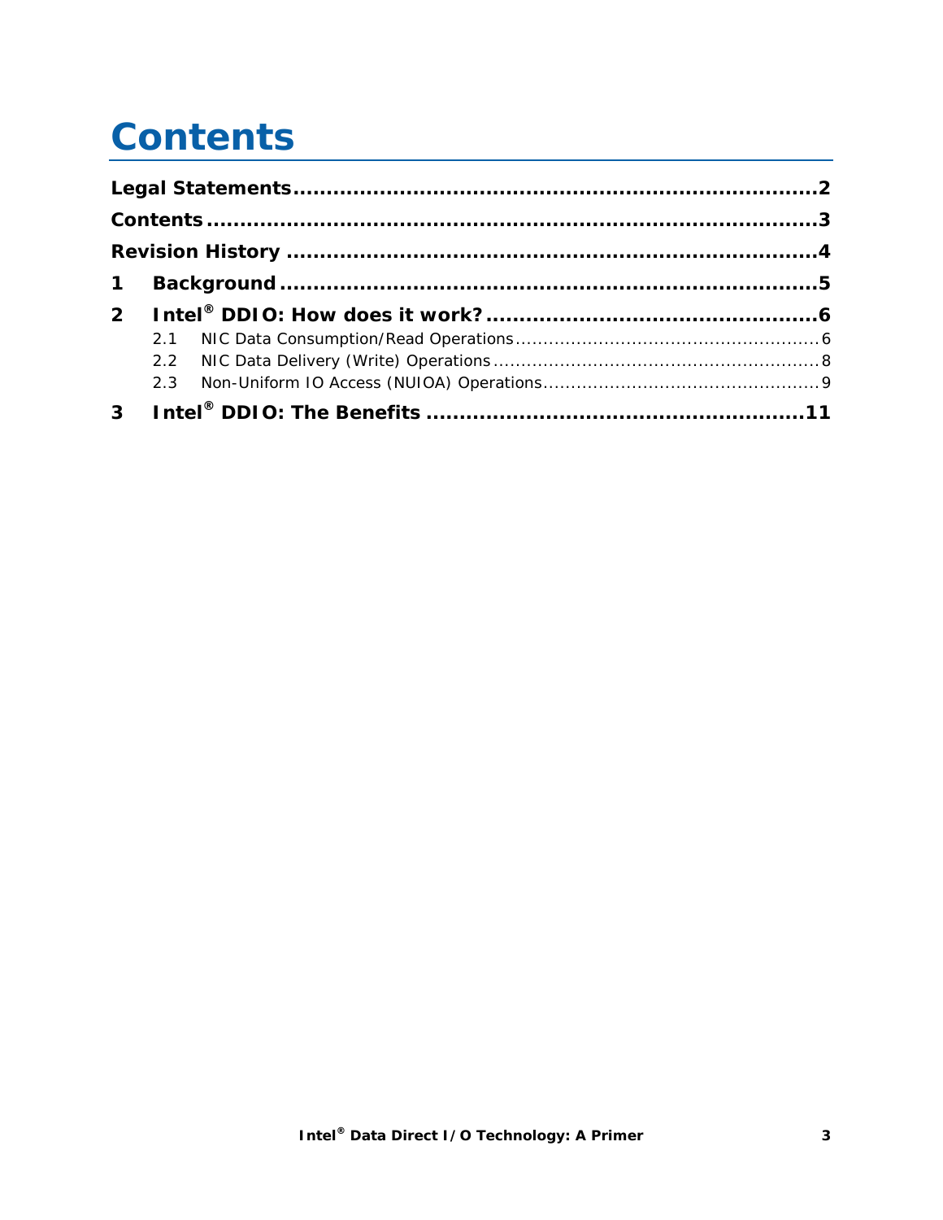# Contents

**Legal Statements** .......................................................................... **2**

**Contents** ........................................................................................ **3**

**Revision History** ........................................................................... **4**

**1 Background** ................................................................................. **5**

**2 Intel® DDIO: How does it work?** ................................................ **6**

- 2.1 NIC Data Consumption/Read Operations .................................. 6
- 2.2 NIC Data Delivery (Write) Operations ....................................... 8
- 2.3 Non-Uniform IO Access (NUIOA) Operations ............................ 9

**3 Intel® DDIO: The Benefits** ......................................................... **11**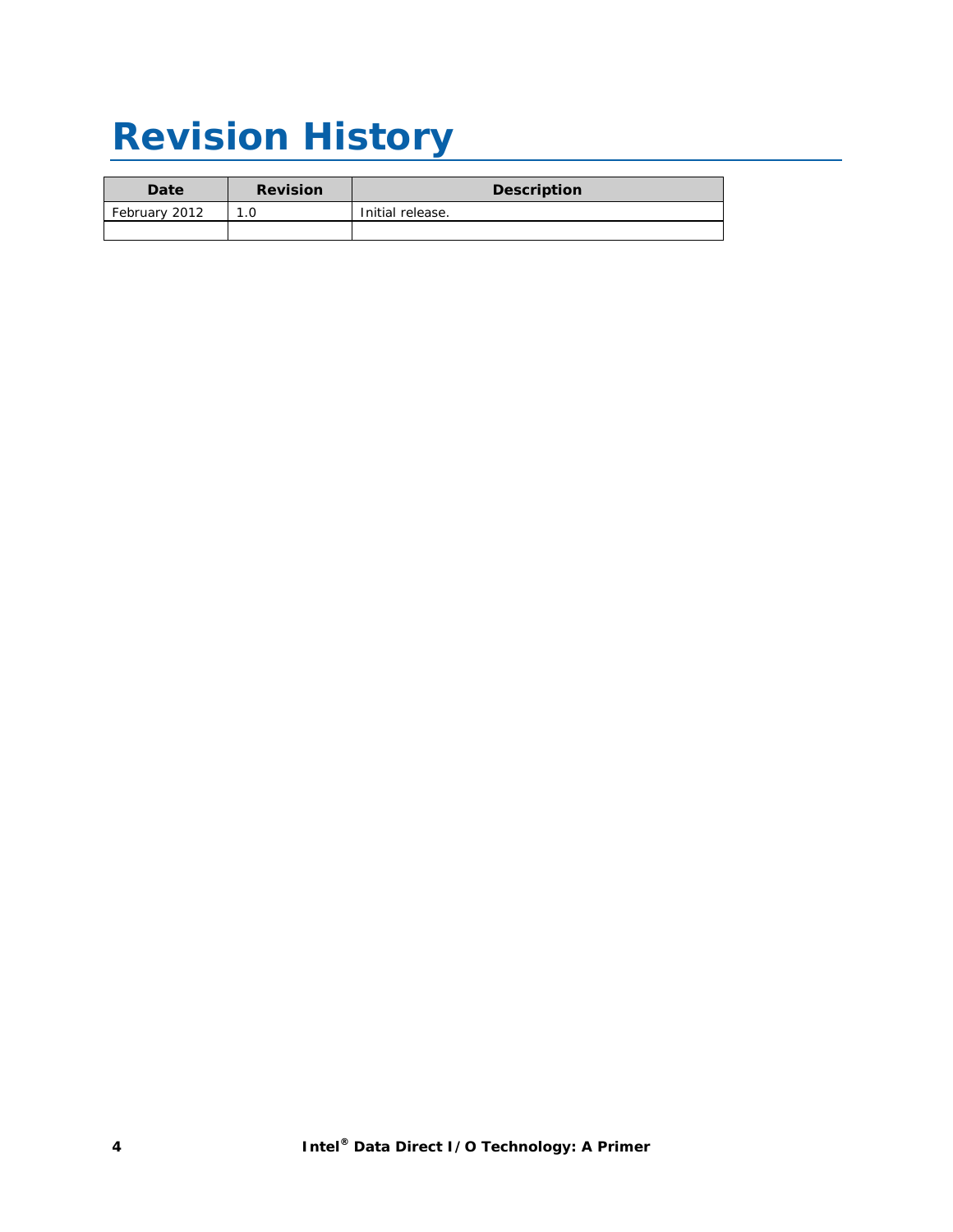# Revision History

| Date | Revision | Description |
|---|---|---|
| February 2012 | 1.0 | Initial release. |
| | | |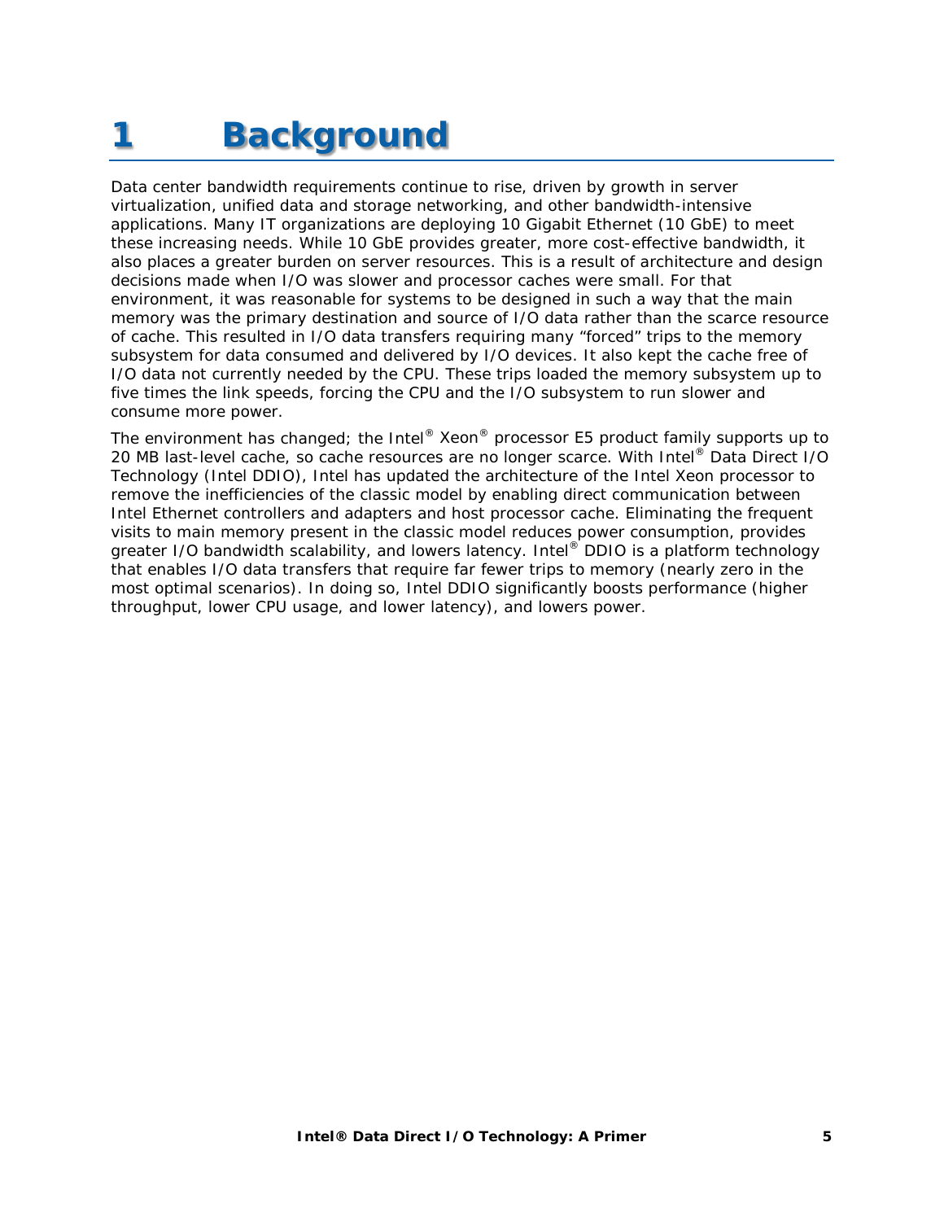# 1 Background

Data center bandwidth requirements continue to rise, driven by growth in server virtualization, unified data and storage networking, and other bandwidth-intensive applications. Many IT organizations are deploying 10 Gigabit Ethernet (10 GbE) to meet these increasing needs. While 10 GbE provides greater, more cost-effective bandwidth, it also places a greater burden on server resources. This is a result of architecture and design decisions made when I/O was slower and processor caches were small. For that environment, it was reasonable for systems to be designed in such a way that the main memory was the primary destination and source of I/O data rather than the scarce resource of cache. This resulted in I/O data transfers requiring many "forced" trips to the memory subsystem for data consumed and delivered by I/O devices. It also kept the cache free of I/O data not currently needed by the CPU. These trips loaded the memory subsystem up to five times the link speeds, forcing the CPU and the I/O subsystem to run slower and consume more power.

The environment has changed; the Intel® Xeon® processor E5 product family supports up to 20 MB last-level cache, so cache resources are no longer scarce. With Intel® Data Direct I/O Technology (Intel DDIO), Intel has updated the architecture of the Intel Xeon processor to remove the inefficiencies of the classic model by enabling direct communication between Intel Ethernet controllers and adapters and host processor cache. Eliminating the frequent visits to main memory present in the classic model reduces power consumption, provides greater I/O bandwidth scalability, and lowers latency. Intel® DDIO is a platform technology that enables I/O data transfers that require far fewer trips to memory (nearly zero in the most optimal scenarios). In doing so, Intel DDIO significantly boosts performance (higher throughput, lower CPU usage, and lower latency), and lowers power.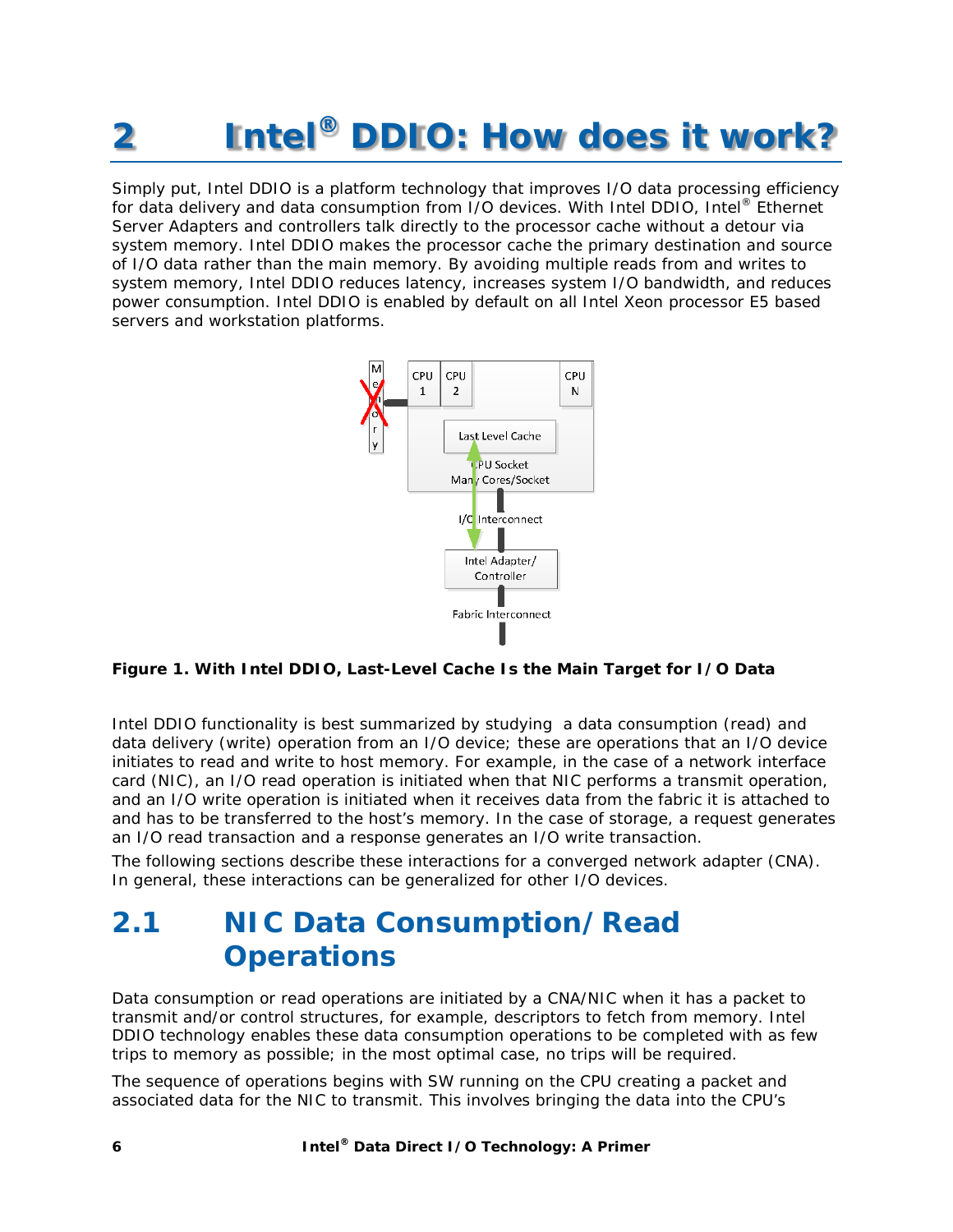# 2 Intel® DDIO: How does it work?

Simply put, Intel DDIO is a platform technology that improves I/O data processing efficiency for data delivery and data consumption from I/O devices. With Intel DDIO, Intel® Ethernet Server Adapters and controllers talk directly to the processor cache without a detour via system memory. Intel DDIO makes the processor cache the primary destination and source of I/O data rather than the main memory. By avoiding multiple reads from and writes to system memory, Intel DDIO reduces latency, increases system I/O bandwidth, and reduces power consumption. Intel DDIO is enabled by default on all Intel Xeon processor E5 based servers and workstation platforms.

**Figure 1. With Intel DDIO, Last-Level Cache Is the Main Target for I/O Data**

Intel DDIO functionality is best summarized by studying a data consumption (read) and data delivery (write) operation from an I/O device; these are operations that an I/O device initiates to read and write to host memory. For example, in the case of a network interface card (NIC), an I/O read operation is initiated when that NIC performs a transmit operation, and an I/O write operation is initiated when it receives data from the fabric it is attached to and has to be transferred to the host's memory. In the case of storage, a request generates an I/O read transaction and a response generates an I/O write transaction.

The following sections describe these interactions for a converged network adapter (CNA). In general, these interactions can be generalized for other I/O devices.

## 2.1 NIC Data Consumption/Read Operations

Data consumption or read operations are initiated by a CNA/NIC when it has a packet to transmit and/or control structures, for example, descriptors to fetch from memory. Intel DDIO technology enables these data consumption operations to be completed with as few trips to memory as possible; in the most optimal case, no trips will be required.

The sequence of operations begins with SW running on the CPU creating a packet and associated data for the NIC to transmit. This involves bringing the data into the CPU's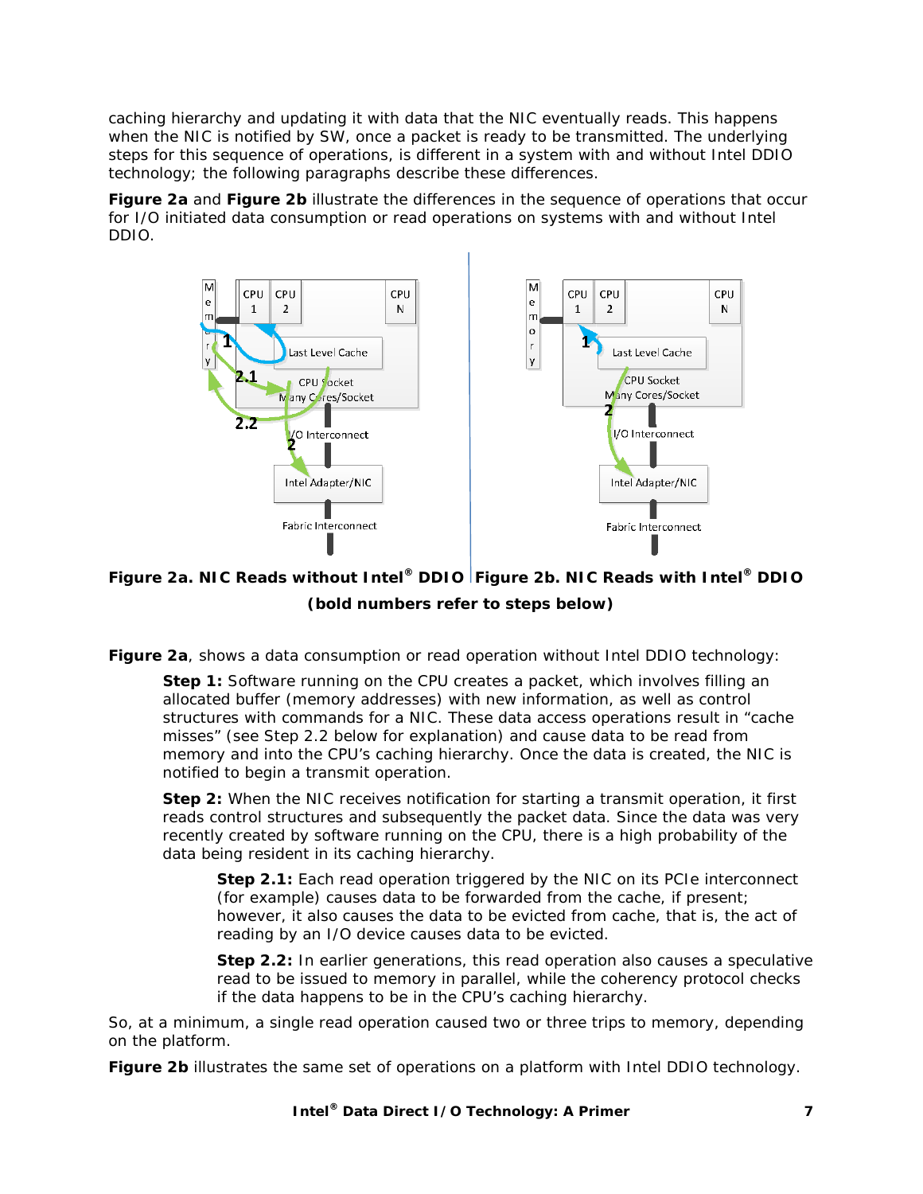caching hierarchy and updating it with data that the NIC eventually reads. This happens when the NIC is notified by SW, once a packet is ready to be transmitted. The underlying steps for this sequence of operations, is different in a system with and without Intel DDIO technology; the following paragraphs describe these differences.

**Figure 2a** and **Figure 2b** illustrate the differences in the sequence of operations that occur for I/O initiated data consumption or read operations on systems with and without Intel DDIO.

**Figure 2a. NIC Reads without Intel® DDIO** | **Figure 2b. NIC Reads with Intel® DDIO**

**(bold numbers refer to steps below)**

**Figure 2a**, shows a data consumption or read operation without Intel DDIO technology:

> **Step 1:** Software running on the CPU creates a packet, which involves filling an allocated buffer (memory addresses) with new information, as well as control structures with commands for a NIC. These data access operations result in "cache misses" (see Step 2.2 below for explanation) and cause data to be read from memory and into the CPU's caching hierarchy. Once the data is created, the NIC is notified to begin a transmit operation.
>
> **Step 2:** When the NIC receives notification for starting a transmit operation, it first reads control structures and subsequently the packet data. Since the data was very recently created by software running on the CPU, there is a high probability of the data being resident in its caching hierarchy.
>
> > **Step 2.1:** Each read operation triggered by the NIC on its PCIe interconnect (for example) causes data to be forwarded from the cache, if present; however, it also causes the data to be evicted from cache, that is, the act of reading by an I/O device causes data to be evicted.
> >
> > **Step 2.2:** In earlier generations, this read operation also causes a speculative read to be issued to memory in parallel, while the coherency protocol checks if the data happens to be in the CPU's caching hierarchy.

So, at a minimum, a single read operation caused two or three trips to memory, depending on the platform.

**Figure 2b** illustrates the same set of operations on a platform with Intel DDIO technology.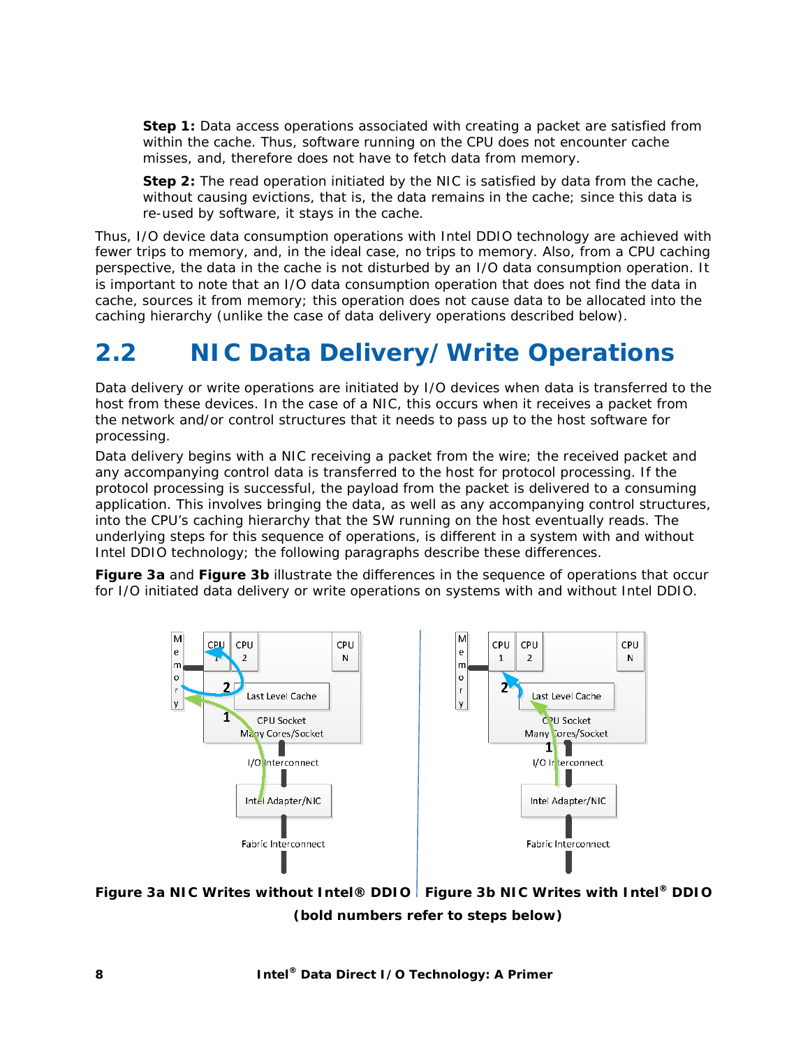**Step 1:** Data access operations associated with creating a packet are satisfied from within the cache. Thus, software running on the CPU does not encounter cache misses, and, therefore does not have to fetch data from memory.

**Step 2:** The read operation initiated by the NIC is satisfied by data from the cache, without causing evictions, that is, the data remains in the cache; since this data is re-used by software, it stays in the cache.

Thus, I/O device data consumption operations with Intel DDIO technology are achieved with fewer trips to memory, and, in the ideal case, no trips to memory. Also, from a CPU caching perspective, the data in the cache is not disturbed by an I/O data consumption operation. It is important to note that an I/O data consumption operation that does not find the data in cache, sources it from memory; this operation does not cause data to be allocated into the caching hierarchy (unlike the case of data delivery operations described below).

## 2.2 NIC Data Delivery/Write Operations

Data delivery or write operations are initiated by I/O devices when data is transferred to the host from these devices. In the case of a NIC, this occurs when it receives a packet from the network and/or control structures that it needs to pass up to the host software for processing.

Data delivery begins with a NIC receiving a packet from the wire; the received packet and any accompanying control data is transferred to the host for protocol processing. If the protocol processing is successful, the payload from the packet is delivered to a consuming application. This involves bringing the data, as well as any accompanying control structures, into the CPU's caching hierarchy that the SW running on the host eventually reads. The underlying steps for this sequence of operations, is different in a system with and without Intel DDIO technology; the following paragraphs describe these differences.

**Figure 3a** and **Figure 3b** illustrate the differences in the sequence of operations that occur for I/O initiated data delivery or write operations on systems with and without Intel DDIO.

**Figure 3a NIC Writes without Intel® DDIO** | **Figure 3b NIC Writes with Intel® DDIO**

**(bold numbers refer to steps below)**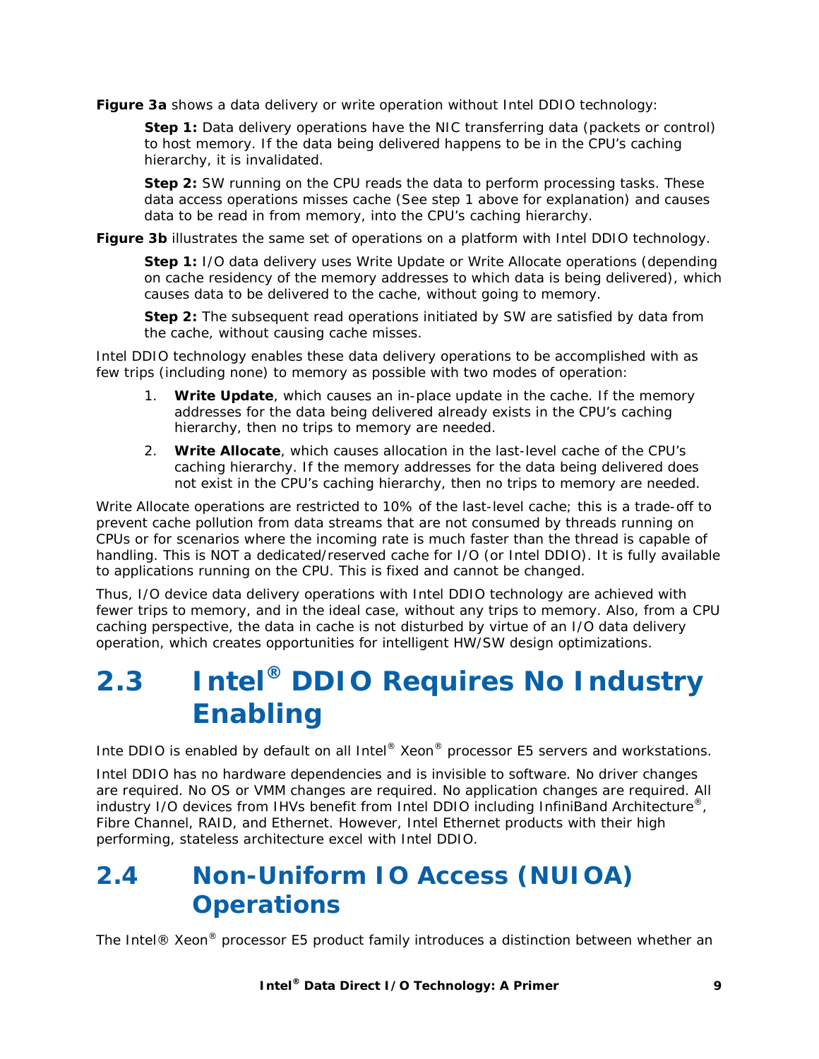**Figure 3a** shows a data delivery or write operation without Intel DDIO technology:

> **Step 1:** Data delivery operations have the NIC transferring data (packets or control) to host memory. If the data being delivered happens to be in the CPU's caching hierarchy, it is invalidated.
>
> **Step 2:** SW running on the CPU reads the data to perform processing tasks. These data access operations misses cache (See step 1 above for explanation) and causes data to be read in from memory, into the CPU's caching hierarchy.

**Figure 3b** illustrates the same set of operations on a platform with Intel DDIO technology.

> **Step 1:** I/O data delivery uses Write Update or Write Allocate operations (depending on cache residency of the memory addresses to which data is being delivered), which causes data to be delivered to the cache, without going to memory.
>
> **Step 2:** The subsequent read operations initiated by SW are satisfied by data from the cache, without causing cache misses.

Intel DDIO technology enables these data delivery operations to be accomplished with as few trips (including none) to memory as possible with two modes of operation:

1. **Write Update**, which causes an in-place update in the cache. If the memory addresses for the data being delivered already exists in the CPU's caching hierarchy, then no trips to memory are needed.
2. **Write Allocate**, which causes allocation in the last-level cache of the CPU's caching hierarchy. If the memory addresses for the data being delivered does not exist in the CPU's caching hierarchy, then no trips to memory are needed.

Write Allocate operations are restricted to 10% of the last-level cache; this is a trade-off to prevent cache pollution from data streams that are not consumed by threads running on CPUs or for scenarios where the incoming rate is much faster than the thread is capable of handling. This is NOT a dedicated/reserved cache for I/O (or Intel DDIO). It is fully available to applications running on the CPU. This is fixed and cannot be changed.

Thus, I/O device data delivery operations with Intel DDIO technology are achieved with fewer trips to memory, and in the ideal case, without any trips to memory. Also, from a CPU caching perspective, the data in cache is not disturbed by virtue of an I/O data delivery operation, which creates opportunities for intelligent HW/SW design optimizations.

## 2.3 Intel® DDIO Requires No Industry Enabling

Inte DDIO is enabled by default on all Intel® Xeon® processor E5 servers and workstations.

Intel DDIO has no hardware dependencies and is invisible to software. No driver changes are required. No OS or VMM changes are required. No application changes are required. All industry I/O devices from IHVs benefit from Intel DDIO including InfiniBand Architecture®, Fibre Channel, RAID, and Ethernet. However, Intel Ethernet products with their high performing, stateless architecture excel with Intel DDIO.

## 2.4 Non-Uniform IO Access (NUIOA) Operations

The Intel® Xeon® processor E5 product family introduces a distinction between whether an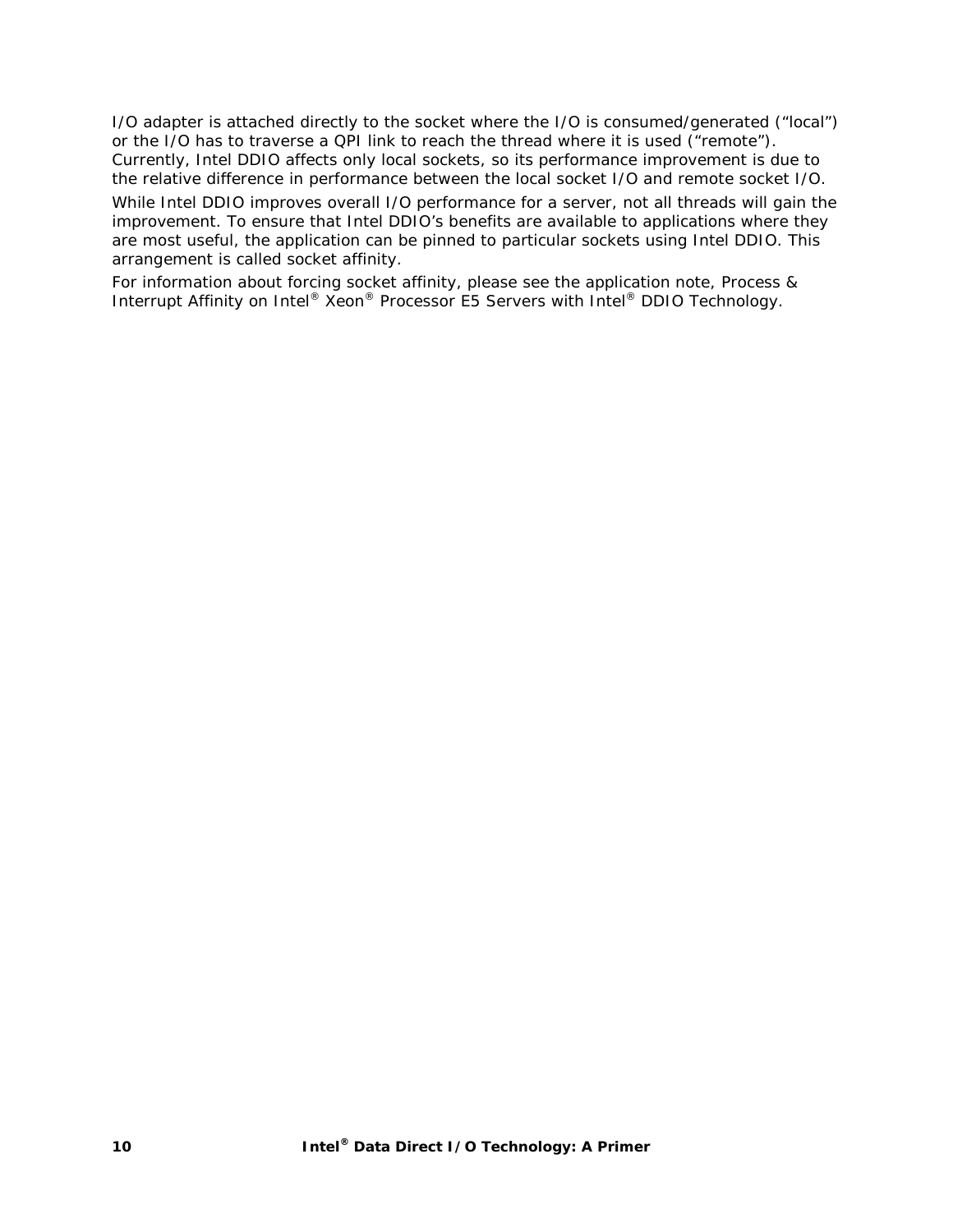I/O adapter is attached directly to the socket where the I/O is consumed/generated ("local") or the I/O has to traverse a QPI link to reach the thread where it is used ("remote"). Currently, Intel DDIO affects only local sockets, so its performance improvement is due to the relative difference in performance between the local socket I/O and remote socket I/O.

While Intel DDIO improves overall I/O performance for a server, not all threads will gain the improvement. To ensure that Intel DDIO's benefits are available to applications where they are most useful, the application can be pinned to particular sockets using Intel DDIO. This arrangement is called socket affinity.

For information about forcing socket affinity, please see the application note, Process & Interrupt Affinity on Intel® Xeon® Processor E5 Servers with Intel® DDIO Technology.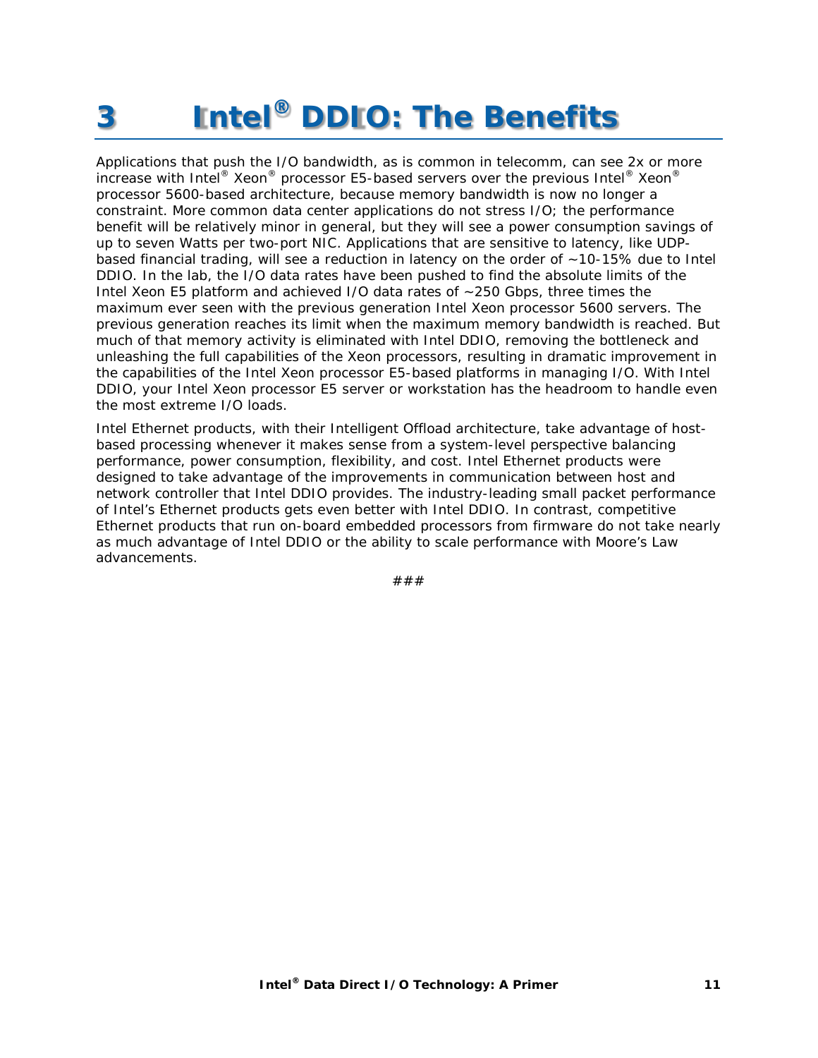# 3 Intel® DDIO: The Benefits

Applications that push the I/O bandwidth, as is common in telecomm, can see 2x or more increase with Intel® Xeon® processor E5-based servers over the previous Intel® Xeon® processor 5600-based architecture, because memory bandwidth is now no longer a constraint. More common data center applications do not stress I/O; the performance benefit will be relatively minor in general, but they will see a power consumption savings of up to seven Watts per two-port NIC. Applications that are sensitive to latency, like UDP-based financial trading, will see a reduction in latency on the order of ~10-15% due to Intel DDIO. In the lab, the I/O data rates have been pushed to find the absolute limits of the Intel Xeon E5 platform and achieved I/O data rates of ~250 Gbps, three times the maximum ever seen with the previous generation Intel Xeon processor 5600 servers. The previous generation reaches its limit when the maximum memory bandwidth is reached. But much of that memory activity is eliminated with Intel DDIO, removing the bottleneck and unleashing the full capabilities of the Xeon processors, resulting in dramatic improvement in the capabilities of the Intel Xeon processor E5-based platforms in managing I/O. With Intel DDIO, your Intel Xeon processor E5 server or workstation has the headroom to handle even the most extreme I/O loads.

Intel Ethernet products, with their Intelligent Offload architecture, take advantage of host-based processing whenever it makes sense from a system-level perspective balancing performance, power consumption, flexibility, and cost. Intel Ethernet products were designed to take advantage of the improvements in communication between host and network controller that Intel DDIO provides. The industry-leading small packet performance of Intel's Ethernet products gets even better with Intel DDIO. In contrast, competitive Ethernet products that run on-board embedded processors from firmware do not take nearly as much advantage of Intel DDIO or the ability to scale performance with Moore's Law advancements.

###